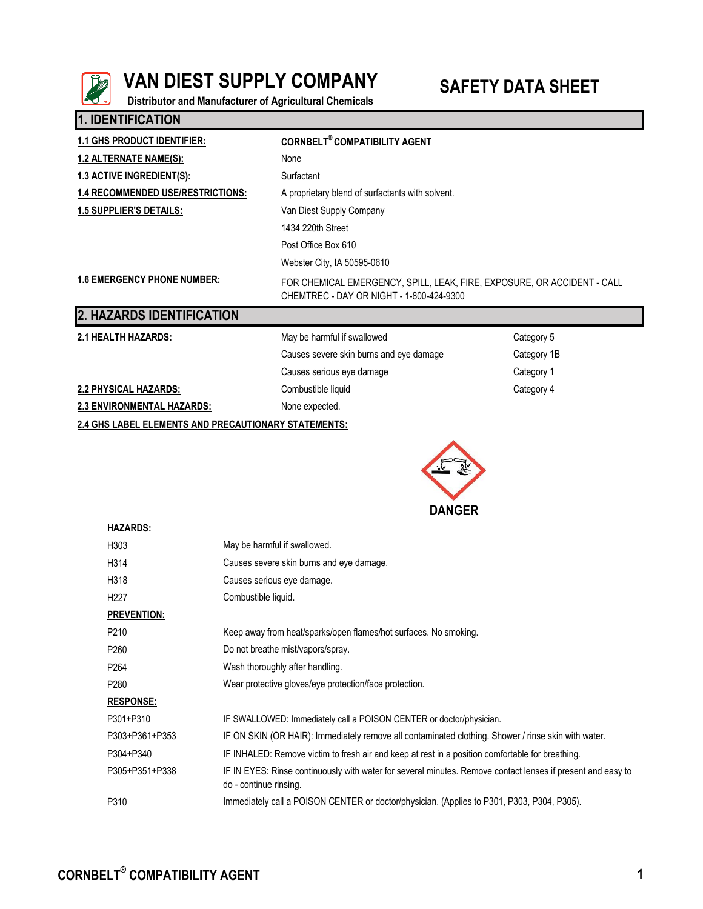# VAN DIEST SUPPLY COMPANY

**Distributor and Manufacturer of Agricultural Chemicals**

# SAFETY DATA SHEET

## 1. IDENTIFICATION

| | |
|---|---|
| **1.1 GHS PRODUCT IDENTIFIER:** | **CORNBELT® COMPATIBILITY AGENT** |
| **1.2 ALTERNATE NAME(S):** | None |
| **1.3 ACTIVE INGREDIENT(S):** | Surfactant |
| **1.4 RECOMMENDED USE/RESTRICTIONS:** | A proprietary blend of surfactants with solvent. |
| **1.5 SUPPLIER'S DETAILS:** | Van Diest Supply Company<br>1434 220th Street<br>Post Office Box 610<br>Webster City, IA 50595-0610 |
| **1.6 EMERGENCY PHONE NUMBER:** | FOR CHEMICAL EMERGENCY, SPILL, LEAK, FIRE, EXPOSURE, OR ACCIDENT - CALL CHEMTREC - DAY OR NIGHT - 1-800-424-9300 |

## 2. HAZARDS IDENTIFICATION

| | | |
|---|---|---|
| **2.1 HEALTH HAZARDS:** | May be harmful if swallowed | Category 5 |
| | Causes severe skin burns and eye damage | Category 1B |
| | Causes serious eye damage | Category 1 |
| **2.2 PHYSICAL HAZARDS:** | Combustible liquid | Category 4 |
| **2.3 ENVIRONMENTAL HAZARDS:** | None expected. | |

**2.4 GHS LABEL ELEMENTS AND PRECAUTIONARY STATEMENTS:**

**DANGER**

**HAZARDS:**

| | |
|---|---|
| H303 | May be harmful if swallowed. |
| H314 | Causes severe skin burns and eye damage. |
| H318 | Causes serious eye damage. |
| H227 | Combustible liquid. |

**PREVENTION:**

| | |
|---|---|
| P210 | Keep away from heat/sparks/open flames/hot surfaces. No smoking. |
| P260 | Do not breathe mist/vapors/spray. |
| P264 | Wash thoroughly after handling. |
| P280 | Wear protective gloves/eye protection/face protection. |

**RESPONSE:**

| | |
|---|---|
| P301+P310 | IF SWALLOWED: Immediately call a POISON CENTER or doctor/physician. |
| P303+P361+P353 | IF ON SKIN (OR HAIR): Immediately remove all contaminated clothing. Shower / rinse skin with water. |
| P304+P340 | IF INHALED: Remove victim to fresh air and keep at rest in a position comfortable for breathing. |
| P305+P351+P338 | IF IN EYES: Rinse continuously with water for several minutes. Remove contact lenses if present and easy to do - continue rinsing. |
| P310 | Immediately call a POISON CENTER or doctor/physician. (Applies to P301, P303, P304, P305). |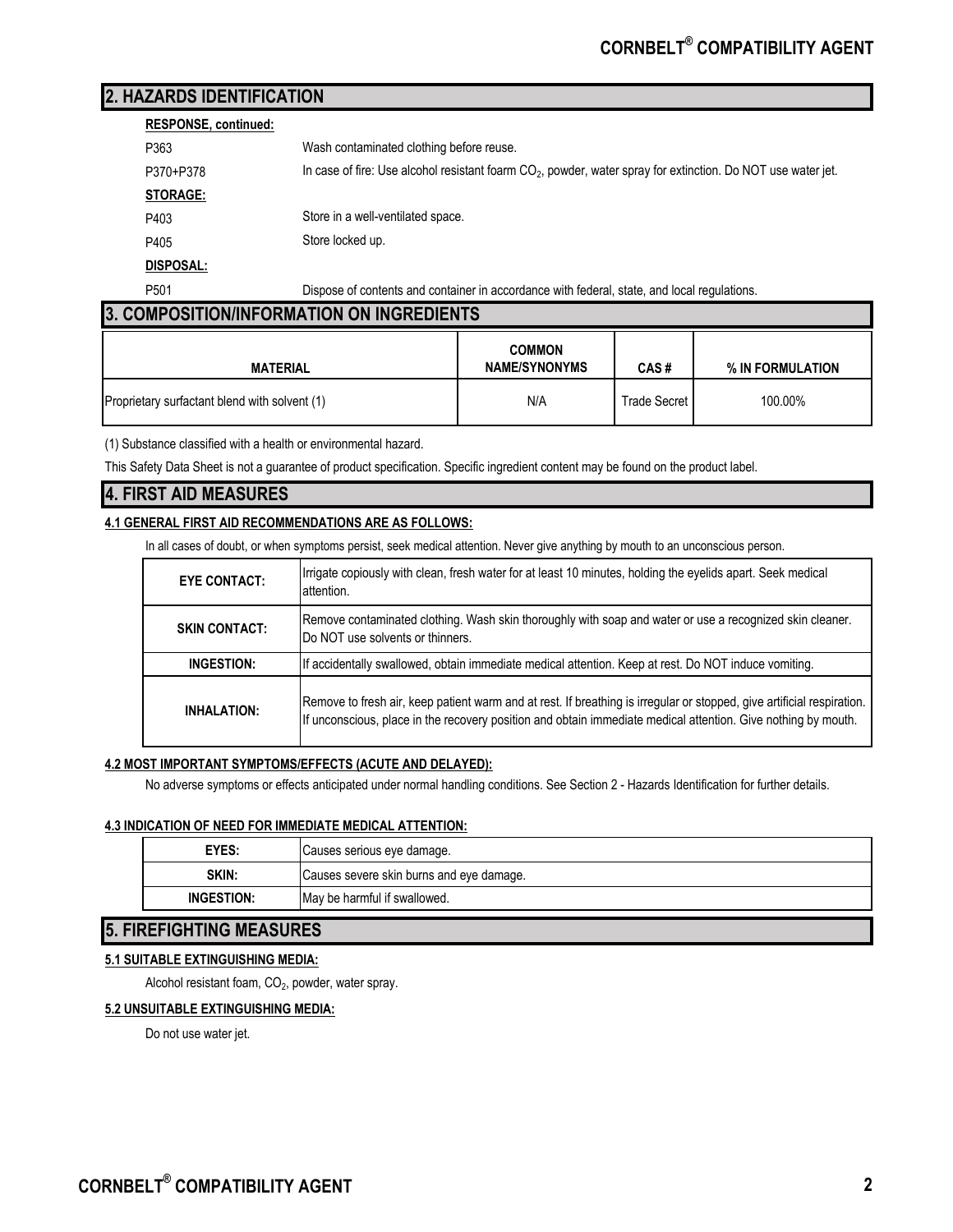## 2. HAZARDS IDENTIFICATION

**RESPONSE, continued:**

| | |
|---|---|
| P363 | Wash contaminated clothing before reuse. |
| P370+P378 | In case of fire: Use alcohol resistant foarm $CO_2$, powder, water spray for extinction. Do NOT use water jet. |

**STORAGE:**

| | |
|---|---|
| P403 | Store in a well-ventilated space. |
| P405 | Store locked up. |

**DISPOSAL:**

| | |
|---|---|
| P501 | Dispose of contents and container in accordance with federal, state, and local regulations. |

## 3. COMPOSITION/INFORMATION ON INGREDIENTS

| MATERIAL | COMMON NAME/SYNONYMS | CAS # | % IN FORMULATION |
|---|---|---|---|
| Proprietary surfactant blend with solvent (1) | N/A | Trade Secret | 100.00% |

(1) Substance classified with a health or environmental hazard.

This Safety Data Sheet is not a guarantee of product specification. Specific ingredient content may be found on the product label.

## 4. FIRST AID MEASURES

### 4.1 GENERAL FIRST AID RECOMMENDATIONS ARE AS FOLLOWS:

In all cases of doubt, or when symptoms persist, seek medical attention. Never give anything by mouth to an unconscious person.

| | |
|---|---|
| **EYE CONTACT:** | Irrigate copiously with clean, fresh water for at least 10 minutes, holding the eyelids apart. Seek medical attention. |
| **SKIN CONTACT:** | Remove contaminated clothing. Wash skin thoroughly with soap and water or use a recognized skin cleaner. Do NOT use solvents or thinners. |
| **INGESTION:** | If accidentally swallowed, obtain immediate medical attention. Keep at rest. Do NOT induce vomiting. |
| **INHALATION:** | Remove to fresh air, keep patient warm and at rest. If breathing is irregular or stopped, give artificial respiration. If unconscious, place in the recovery position and obtain immediate medical attention. Give nothing by mouth. |

### 4.2 MOST IMPORTANT SYMPTOMS/EFFECTS (ACUTE AND DELAYED):

No adverse symptoms or effects anticipated under normal handling conditions. See Section 2 - Hazards Identification for further details.

### 4.3 INDICATION OF NEED FOR IMMEDIATE MEDICAL ATTENTION:

| | |
|---|---|
| **EYES:** | Causes serious eye damage. |
| **SKIN:** | Causes severe skin burns and eye damage. |
| **INGESTION:** | May be harmful if swallowed. |

## 5. FIREFIGHTING MEASURES

### 5.1 SUITABLE EXTINGUISHING MEDIA:

Alcohol resistant foam, $CO_2$, powder, water spray.

### 5.2 UNSUITABLE EXTINGUISHING MEDIA:

Do not use water jet.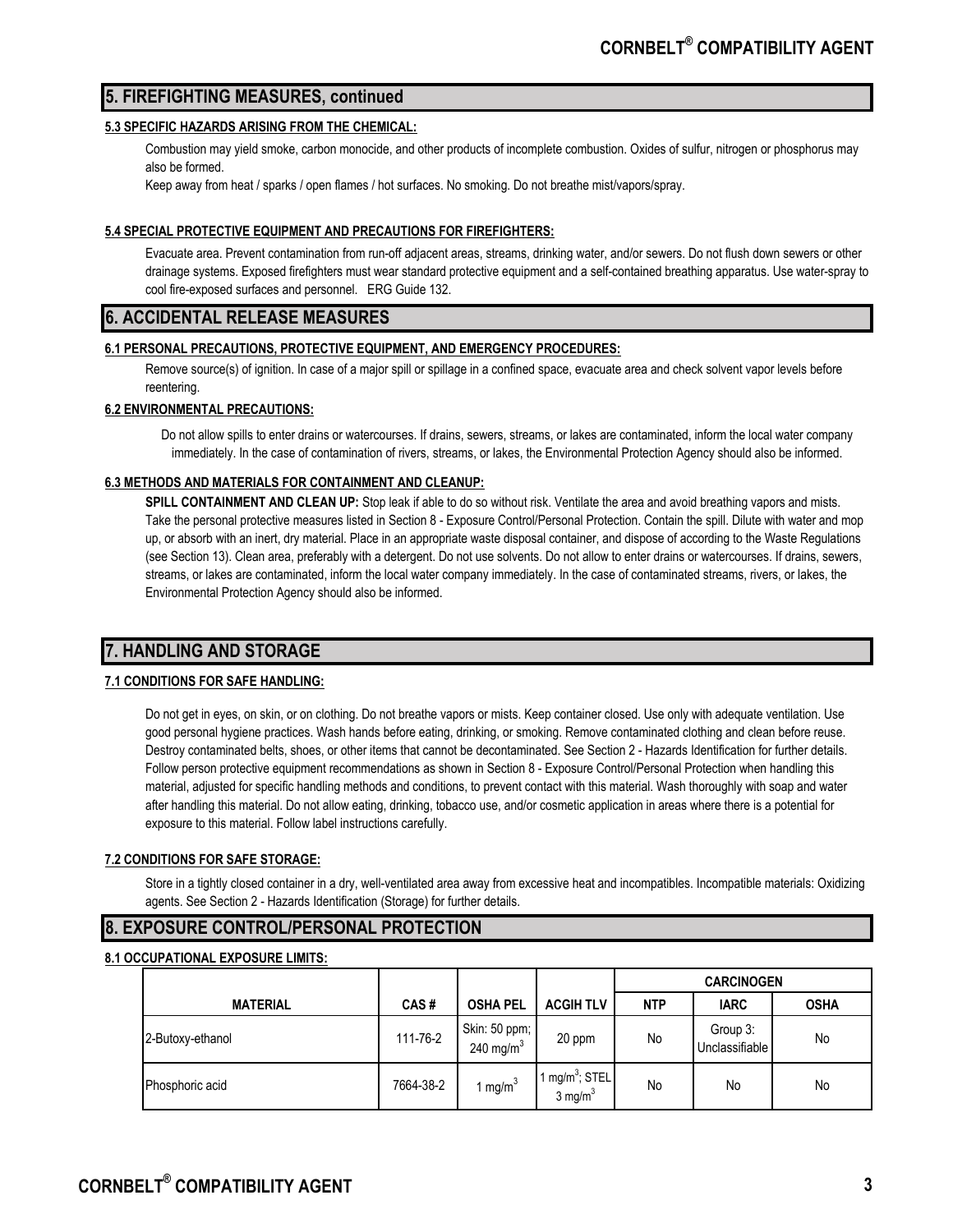## 5. FIREFIGHTING MEASURES, continued

### 5.3 SPECIFIC HAZARDS ARISING FROM THE CHEMICAL:

Combustion may yield smoke, carbon monocide, and other products of incomplete combustion. Oxides of sulfur, nitrogen or phosphorus may also be formed.

Keep away from heat / sparks / open flames / hot surfaces. No smoking. Do not breathe mist/vapors/spray.

### 5.4 SPECIAL PROTECTIVE EQUIPMENT AND PRECAUTIONS FOR FIREFIGHTERS:

Evacuate area. Prevent contamination from run-off adjacent areas, streams, drinking water, and/or sewers. Do not flush down sewers or other drainage systems. Exposed firefighters must wear standard protective equipment and a self-contained breathing apparatus. Use water-spray to cool fire-exposed surfaces and personnel. ERG Guide 132.

## 6. ACCIDENTAL RELEASE MEASURES

### 6.1 PERSONAL PRECAUTIONS, PROTECTIVE EQUIPMENT, AND EMERGENCY PROCEDURES:

Remove source(s) of ignition. In case of a major spill or spillage in a confined space, evacuate area and check solvent vapor levels before reentering.

### 6.2 ENVIRONMENTAL PRECAUTIONS:

Do not allow spills to enter drains or watercourses. If drains, sewers, streams, or lakes are contaminated, inform the local water company immediately. In the case of contamination of rivers, streams, or lakes, the Environmental Protection Agency should also be informed.

### 6.3 METHODS AND MATERIALS FOR CONTAINMENT AND CLEANUP:

**SPILL CONTAINMENT AND CLEAN UP:** Stop leak if able to do so without risk. Ventilate the area and avoid breathing vapors and mists. Take the personal protective measures listed in Section 8 - Exposure Control/Personal Protection. Contain the spill. Dilute with water and mop up, or absorb with an inert, dry material. Place in an appropriate waste disposal container, and dispose of according to the Waste Regulations (see Section 13). Clean area, preferably with a detergent. Do not use solvents. Do not allow to enter drains or watercourses. If drains, sewers, streams, or lakes are contaminated, inform the local water company immediately. In the case of contaminated streams, rivers, or lakes, the Environmental Protection Agency should also be informed.

## 7. HANDLING AND STORAGE

### 7.1 CONDITIONS FOR SAFE HANDLING:

Do not get in eyes, on skin, or on clothing. Do not breathe vapors or mists. Keep container closed. Use only with adequate ventilation. Use good personal hygiene practices. Wash hands before eating, drinking, or smoking. Remove contaminated clothing and clean before reuse. Destroy contaminated belts, shoes, or other items that cannot be decontaminated. See Section 2 - Hazards Identification for further details. Follow person protective equipment recommendations as shown in Section 8 - Exposure Control/Personal Protection when handling this material, adjusted for specific handling methods and conditions, to prevent contact with this material. Wash thoroughly with soap and water after handling this material. Do not allow eating, drinking, tobacco use, and/or cosmetic application in areas where there is a potential for exposure to this material. Follow label instructions carefully.

### 7.2 CONDITIONS FOR SAFE STORAGE:

Store in a tightly closed container in a dry, well-ventilated area away from excessive heat and incompatibles. Incompatible materials: Oxidizing agents. See Section 2 - Hazards Identification (Storage) for further details.

## 8. EXPOSURE CONTROL/PERSONAL PROTECTION

### 8.1 OCCUPATIONAL EXPOSURE LIMITS:

| | | | | CARCINOGEN | | |
|---|---|---|---|---|---|---|
| MATERIAL | CAS # | OSHA PEL | ACGIH TLV | NTP | IARC | OSHA |
| 2-Butoxy-ethanol | 111-76-2 | Skin: 50 ppm; 240 $mg/m^3$ | 20 ppm | No | Group 3: Unclassifiable | No |
| Phosphoric acid | 7664-38-2 | 1 $mg/m^3$ | 1 $mg/m^3$; STEL 3 $mg/m^3$ | No | No | No |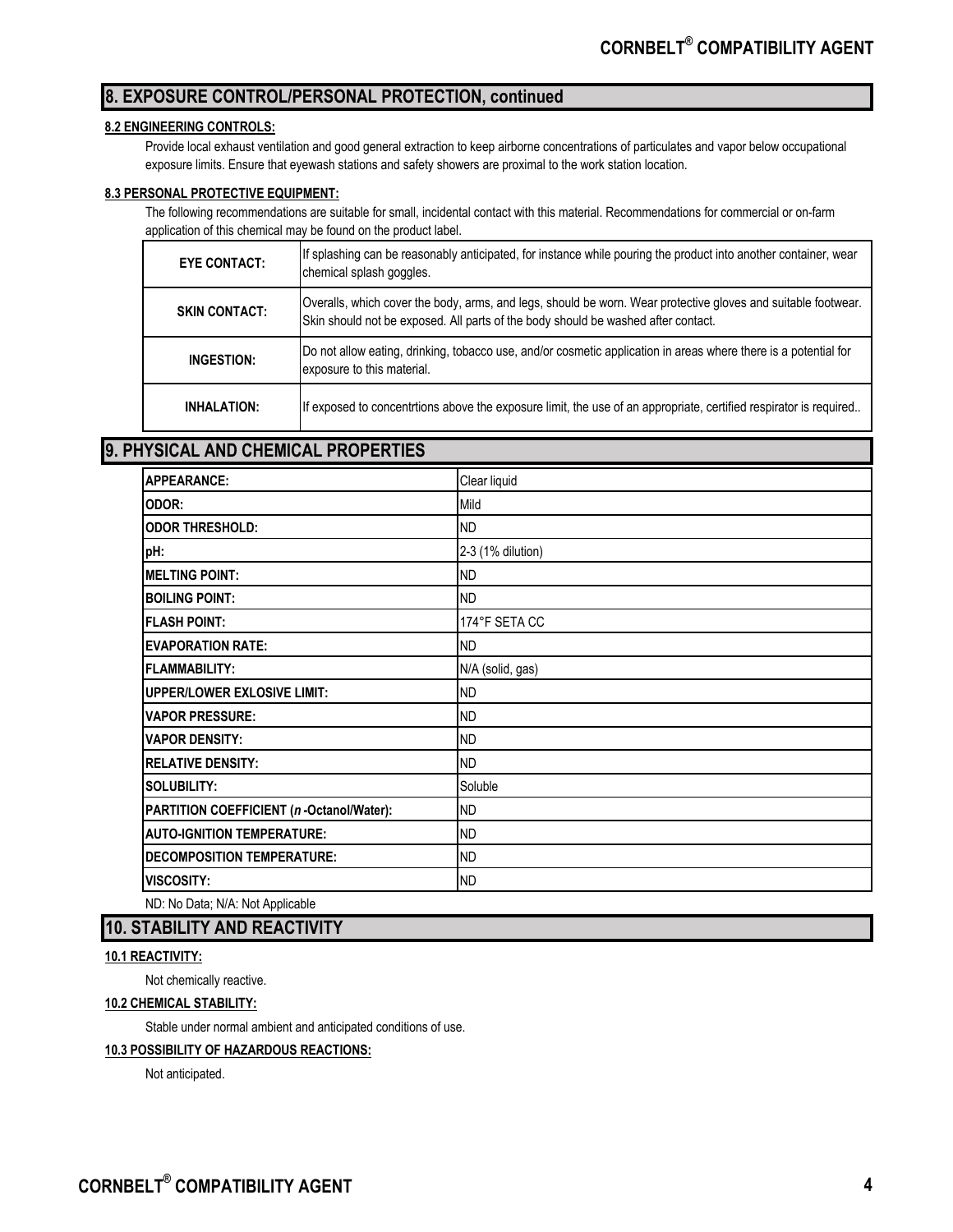## 8. EXPOSURE CONTROL/PERSONAL PROTECTION, continued

### 8.2 ENGINEERING CONTROLS:

Provide local exhaust ventilation and good general extraction to keep airborne concentrations of particulates and vapor below occupational exposure limits. Ensure that eyewash stations and safety showers are proximal to the work station location.

### 8.3 PERSONAL PROTECTIVE EQUIPMENT:

The following recommendations are suitable for small, incidental contact with this material. Recommendations for commercial or on-farm application of this chemical may be found on the product label.

| | |
|---|---|
| **EYE CONTACT:** | If splashing can be reasonably anticipated, for instance while pouring the product into another container, wear chemical splash goggles. |
| **SKIN CONTACT:** | Overalls, which cover the body, arms, and legs, should be worn. Wear protective gloves and suitable footwear. Skin should not be exposed. All parts of the body should be washed after contact. |
| **INGESTION:** | Do not allow eating, drinking, tobacco use, and/or cosmetic application in areas where there is a potential for exposure to this material. |
| **INHALATION:** | If exposed to concentrtions above the exposure limit, the use of an appropriate, certified respirator is required.. |

## 9. PHYSICAL AND CHEMICAL PROPERTIES

| | |
|---|---|
| **APPEARANCE:** | Clear liquid |
| **ODOR:** | Mild |
| **ODOR THRESHOLD:** | ND |
| **pH:** | 2-3 (1% dilution) |
| **MELTING POINT:** | ND |
| **BOILING POINT:** | ND |
| **FLASH POINT:** | 174°F SETA CC |
| **EVAPORATION RATE:** | ND |
| **FLAMMABILITY:** | N/A (solid, gas) |
| **UPPER/LOWER EXLOSIVE LIMIT:** | ND |
| **VAPOR PRESSURE:** | ND |
| **VAPOR DENSITY:** | ND |
| **RELATIVE DENSITY:** | ND |
| **SOLUBILITY:** | Soluble |
| **PARTITION COEFFICIENT (*n*-Octanol/Water):** | ND |
| **AUTO-IGNITION TEMPERATURE:** | ND |
| **DECOMPOSITION TEMPERATURE:** | ND |
| **VISCOSITY:** | ND |

ND: No Data; N/A: Not Applicable

## 10. STABILITY AND REACTIVITY

### 10.1 REACTIVITY:

Not chemically reactive.

### 10.2 CHEMICAL STABILITY:

Stable under normal ambient and anticipated conditions of use.

### 10.3 POSSIBILITY OF HAZARDOUS REACTIONS:

Not anticipated.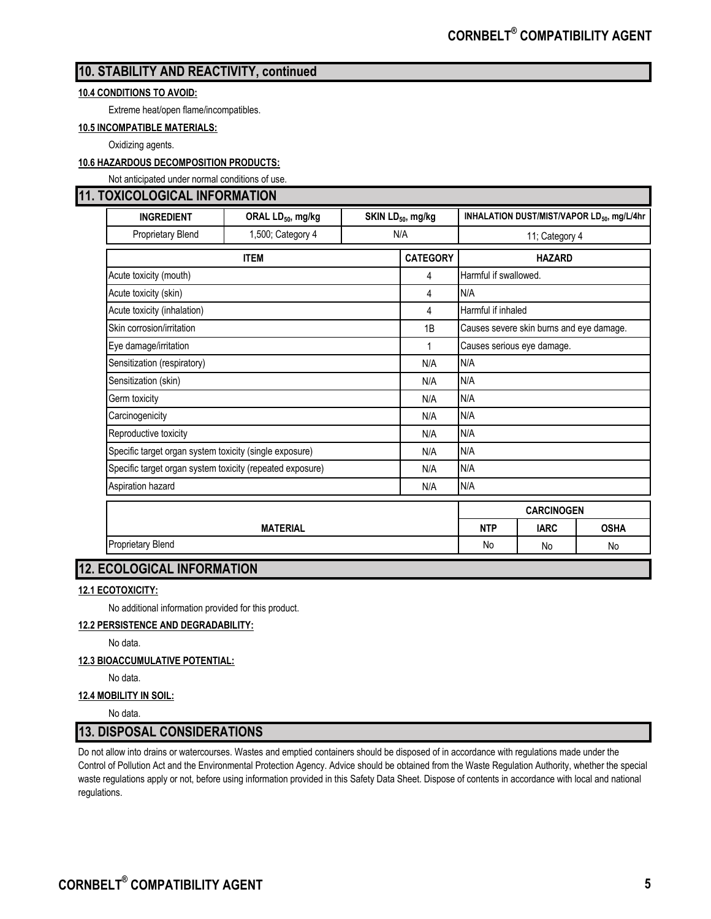## 10. STABILITY AND REACTIVITY, continued

**10.4 CONDITIONS TO AVOID:**

Extreme heat/open flame/incompatibles.

**10.5 INCOMPATIBLE MATERIALS:**

Oxidizing agents.

**10.6 HAZARDOUS DECOMPOSITION PRODUCTS:**

Not anticipated under normal conditions of use.

## 11. TOXICOLOGICAL INFORMATION

| INGREDIENT | ORAL $LD_{50}$, mg/kg | SKIN $LD_{50}$, mg/kg | INHALATION DUST/MIST/VAPOR $LD_{50}$, mg/L/4hr |
|---|---|---|---|
| Proprietary Blend | 1,500; Category 4 | N/A | 11; Category 4 |

| ITEM | CATEGORY | HAZARD |
|---|---|---|
| Acute toxicity (mouth) | 4 | Harmful if swallowed. |
| Acute toxicity (skin) | 4 | N/A |
| Acute toxicity (inhalation) | 4 | Harmful if inhaled |
| Skin corrosion/irritation | 1B | Causes severe skin burns and eye damage. |
| Eye damage/irritation | 1 | Causes serious eye damage. |
| Sensitization (respiratory) | N/A | N/A |
| Sensitization (skin) | N/A | N/A |
| Germ toxicity | N/A | N/A |
| Carcinogenicity | N/A | N/A |
| Reproductive toxicity | N/A | N/A |
| Specific target organ system toxicity (single exposure) | N/A | N/A |
| Specific target organ system toxicity (repeated exposure) | N/A | N/A |
| Aspiration hazard | N/A | N/A |

| | CARCINOGEN | | |
|---|---|---|---|
| MATERIAL | NTP | IARC | OSHA |
| Proprietary Blend | No | No | No |

## 12. ECOLOGICAL INFORMATION

**12.1 ECOTOXICITY:**

No additional information provided for this product.

**12.2 PERSISTENCE AND DEGRADABILITY:**

No data.

**12.3 BIOACCUMULATIVE POTENTIAL:**

No data.

**12.4 MOBILITY IN SOIL:**

No data.

## 13. DISPOSAL CONSIDERATIONS

Do not allow into drains or watercourses. Wastes and emptied containers should be disposed of in accordance with regulations made under the Control of Pollution Act and the Environmental Protection Agency. Advice should be obtained from the Waste Regulation Authority, whether the special waste regulations apply or not, before using information provided in this Safety Data Sheet. Dispose of contents in accordance with local and national regulations.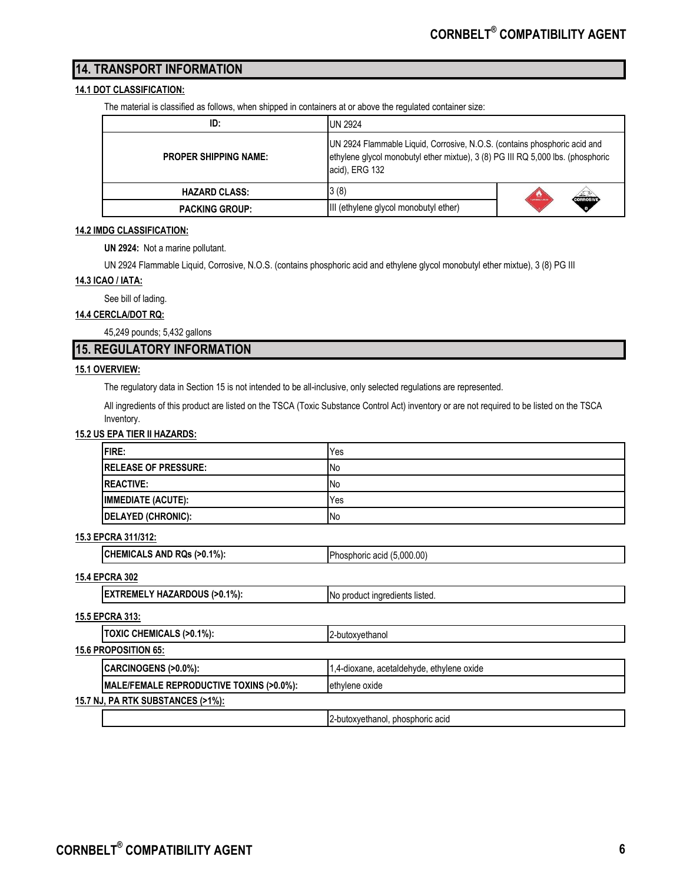## 14. TRANSPORT INFORMATION

### 14.1 DOT CLASSIFICATION:

The material is classified as follows, when shipped in containers at or above the regulated container size:

| | | |
|---|---|---|
| ID: | UN 2924 | |
| PROPER SHIPPING NAME: | UN 2924 Flammable Liquid, Corrosive, N.O.S. (contains phosphoric acid and ethylene glycol monobutyl ether mixtue), 3 (8) PG III RQ 5,000 lbs. (phosphoric acid), ERG 132 | |
| HAZARD CLASS: | 3 (8) | |
| PACKING GROUP: | III (ethylene glycol monobutyl ether) | |

### 14.2 IMDG CLASSIFICATION:

**UN 2924:** Not a marine pollutant.

UN 2924 Flammable Liquid, Corrosive, N.O.S. (contains phosphoric acid and ethylene glycol monobutyl ether mixtue), 3 (8) PG III

### 14.3 ICAO / IATA:

See bill of lading.

### 14.4 CERCLA/DOT RQ:

45,249 pounds; 5,432 gallons

## 15. REGULATORY INFORMATION

### 15.1 OVERVIEW:

The regulatory data in Section 15 is not intended to be all-inclusive, only selected regulations are represented.

All ingredients of this product are listed on the TSCA (Toxic Substance Control Act) inventory or are not required to be listed on the TSCA Inventory.

### 15.2 US EPA TIER II HAZARDS:

| | |
|---|---|
| FIRE: | Yes |
| RELEASE OF PRESSURE: | No |
| REACTIVE: | No |
| IMMEDIATE (ACUTE): | Yes |
| DELAYED (CHRONIC): | No |

### 15.3 EPCRA 311/312:

| | |
|---|---|
| CHEMICALS AND RQs (>0.1%): | Phosphoric acid (5,000.00) |

### 15.4 EPCRA 302

| | |
|---|---|
| EXTREMELY HAZARDOUS (>0.1%): | No product ingredients listed. |

### 15.5 EPCRA 313:

| | |
|---|---|
| TOXIC CHEMICALS (>0.1%): | 2-butoxyethanol |

### 15.6 PROPOSITION 65:

| | |
|---|---|
| CARCINOGENS (>0.0%): | 1,4-dioxane, acetaldehyde, ethylene oxide |
| MALE/FEMALE REPRODUCTIVE TOXINS (>0.0%): | ethylene oxide |

### 15.7 NJ, PA RTK SUBSTANCES (>1%):

| | |
|---|---|
| | 2-butoxyethanol, phosphoric acid |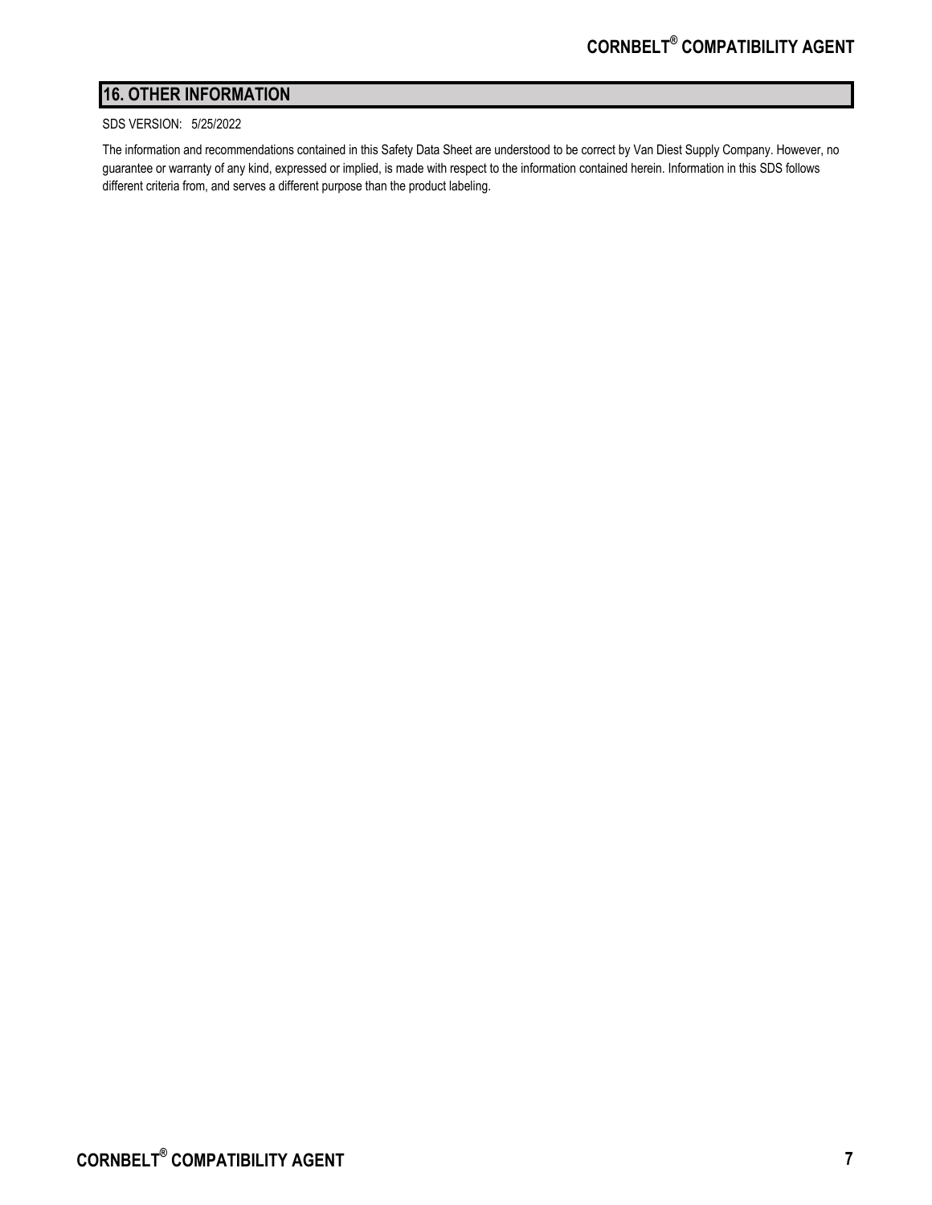## 16. OTHER INFORMATION

SDS VERSION: 5/25/2022

The information and recommendations contained in this Safety Data Sheet are understood to be correct by Van Diest Supply Company. However, no guarantee or warranty of any kind, expressed or implied, is made with respect to the information contained herein. Information in this SDS follows different criteria from, and serves a different purpose than the product labeling.